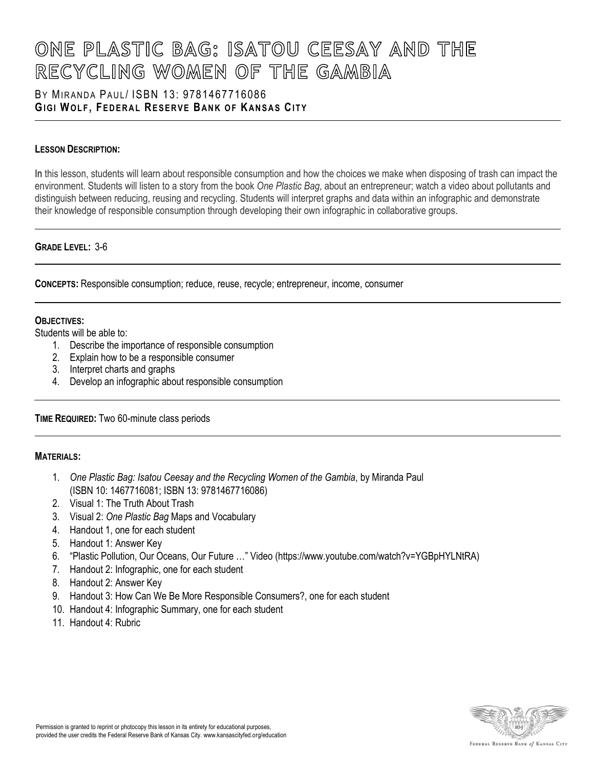# ONE PLASTIC BAG: ISATOU CEESAY AND THE RECYCLING WOMEN OF THE GAMBIA

BY MIRANDA PAUL/ ISBN 13: 9781467716086
**GIGI WOLF, FEDERAL RESERVE BANK OF KANSAS CITY**

---

**LESSON DESCRIPTION:**

In this lesson, students will learn about responsible consumption and how the choices we make when disposing of trash can impact the environment. Students will listen to a story from the book *One Plastic Bag*, about an entrepreneur; watch a video about pollutants and distinguish between reducing, reusing and recycling. Students will interpret graphs and data within an infographic and demonstrate their knowledge of responsible consumption through developing their own infographic in collaborative groups.

---

**GRADE LEVEL:** 3-6

---

**CONCEPTS:** Responsible consumption; reduce, reuse, recycle; entrepreneur, income, consumer

---

**OBJECTIVES:**

Students will be able to:

1. Describe the importance of responsible consumption
2. Explain how to be a responsible consumer
3. Interpret charts and graphs
4. Develop an infographic about responsible consumption

---

**TIME REQUIRED:** Two 60-minute class periods

---

**MATERIALS:**

1. *One Plastic Bag: Isatou Ceesay and the Recycling Women of the Gambia*, by Miranda Paul (ISBN 10: 1467716081; ISBN 13: 9781467716086)
2. Visual 1: The Truth About Trash
3. Visual 2: *One Plastic Bag* Maps and Vocabulary
4. Handout 1, one for each student
5. Handout 1: Answer Key
6. "Plastic Pollution, Our Oceans, Our Future …" Video (https://www.youtube.com/watch?v=YGBpHYLNtRA)
7. Handout 2: Infographic, one for each student
8. Handout 2: Answer Key
9. Handout 3: How Can We Be More Responsible Consumers?, one for each student
10. Handout 4: Infographic Summary, one for each student
11. Handout 4: Rubric

Permission is granted to reprint or photocopy this lesson in its entirety for educational purposes, provided the user credits the Federal Reserve Bank of Kansas City. www.kansascityfed.org/education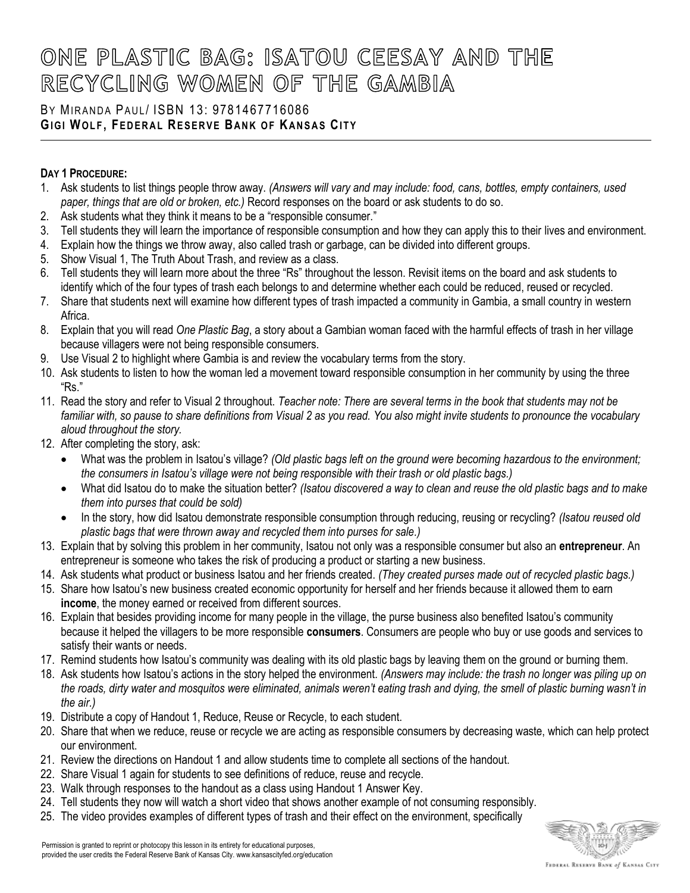# ONE PLASTIC BAG: ISATOU CEESAY AND THE RECYCLING WOMEN OF THE GAMBIA

BY MIRANDA PAUL/ ISBN 13: 9781467716086
**GIGI WOLF, FEDERAL RESERVE BANK OF KANSAS CITY**

**DAY 1 PROCEDURE:**

1. Ask students to list things people throw away. *(Answers will vary and may include: food, cans, bottles, empty containers, used paper, things that are old or broken, etc.)* Record responses on the board or ask students to do so.
2. Ask students what they think it means to be a "responsible consumer."
3. Tell students they will learn the importance of responsible consumption and how they can apply this to their lives and environment.
4. Explain how the things we throw away, also called trash or garbage, can be divided into different groups.
5. Show Visual 1, The Truth About Trash, and review as a class.
6. Tell students they will learn more about the three "Rs" throughout the lesson. Revisit items on the board and ask students to identify which of the four types of trash each belongs to and determine whether each could be reduced, reused or recycled.
7. Share that students next will examine how different types of trash impacted a community in Gambia, a small country in western Africa.
8. Explain that you will read *One Plastic Bag*, a story about a Gambian woman faced with the harmful effects of trash in her village because villagers were not being responsible consumers.
9. Use Visual 2 to highlight where Gambia is and review the vocabulary terms from the story.
10. Ask students to listen to how the woman led a movement toward responsible consumption in her community by using the three "Rs."
11. Read the story and refer to Visual 2 throughout. *Teacher note: There are several terms in the book that students may not be familiar with, so pause to share definitions from Visual 2 as you read. You also might invite students to pronounce the vocabulary aloud throughout the story.*
12. After completing the story, ask:
    - What was the problem in Isatou's village? *(Old plastic bags left on the ground were becoming hazardous to the environment; the consumers in Isatou's village were not being responsible with their trash or old plastic bags.)*
    - What did Isatou do to make the situation better? *(Isatou discovered a way to clean and reuse the old plastic bags and to make them into purses that could be sold)*
    - In the story, how did Isatou demonstrate responsible consumption through reducing, reusing or recycling? *(Isatou reused old plastic bags that were thrown away and recycled them into purses for sale.)*
13. Explain that by solving this problem in her community, Isatou not only was a responsible consumer but also an **entrepreneur**. An entrepreneur is someone who takes the risk of producing a product or starting a new business.
14. Ask students what product or business Isatou and her friends created. *(They created purses made out of recycled plastic bags.)*
15. Share how Isatou's new business created economic opportunity for herself and her friends because it allowed them to earn **income**, the money earned or received from different sources.
16. Explain that besides providing income for many people in the village, the purse business also benefited Isatou's community because it helped the villagers to be more responsible **consumers**. Consumers are people who buy or use goods and services to satisfy their wants or needs.
17. Remind students how Isatou's community was dealing with its old plastic bags by leaving them on the ground or burning them.
18. Ask students how Isatou's actions in the story helped the environment. *(Answers may include: the trash no longer was piling up on the roads, dirty water and mosquitos were eliminated, animals weren't eating trash and dying, the smell of plastic burning wasn't in the air.)*
19. Distribute a copy of Handout 1, Reduce, Reuse or Recycle, to each student.
20. Share that when we reduce, reuse or recycle we are acting as responsible consumers by decreasing waste, which can help protect our environment.
21. Review the directions on Handout 1 and allow students time to complete all sections of the handout.
22. Share Visual 1 again for students to see definitions of reduce, reuse and recycle.
23. Walk through responses to the handout as a class using Handout 1 Answer Key.
24. Tell students they now will watch a short video that shows another example of not consuming responsibly.
25. The video provides examples of different types of trash and their effect on the environment, specifically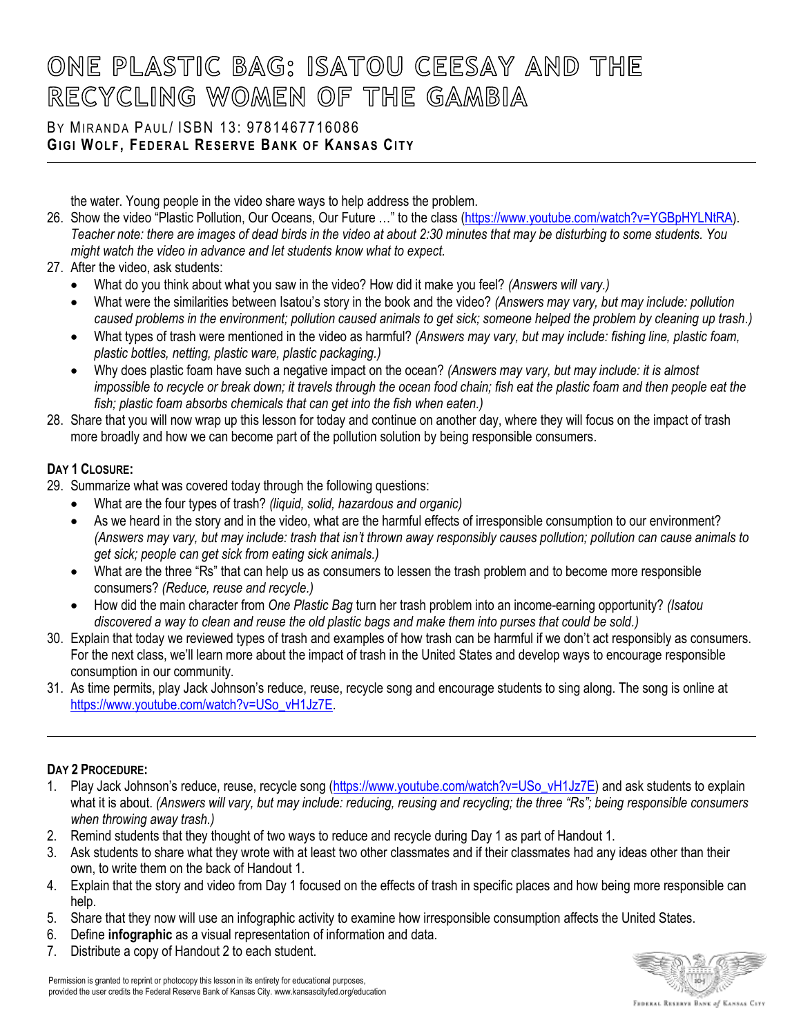the water. Young people in the video share ways to help address the problem.

26. Show the video "Plastic Pollution, Our Oceans, Our Future …" to the class (https://www.youtube.com/watch?v=YGBpHYLNtRA). *Teacher note: there are images of dead birds in the video at about 2:30 minutes that may be disturbing to some students. You might watch the video in advance and let students know what to expect.*
27. After the video, ask students:
    - What do you think about what you saw in the video? How did it make you feel? *(Answers will vary.)*
    - What were the similarities between Isatou's story in the book and the video? *(Answers may vary, but may include: pollution caused problems in the environment; pollution caused animals to get sick; someone helped the problem by cleaning up trash.)*
    - What types of trash were mentioned in the video as harmful? *(Answers may vary, but may include: fishing line, plastic foam, plastic bottles, netting, plastic ware, plastic packaging.)*
    - Why does plastic foam have such a negative impact on the ocean? *(Answers may vary, but may include: it is almost impossible to recycle or break down; it travels through the ocean food chain; fish eat the plastic foam and then people eat the fish; plastic foam absorbs chemicals that can get into the fish when eaten.)*
28. Share that you will now wrap up this lesson for today and continue on another day, where they will focus on the impact of trash more broadly and how we can become part of the pollution solution by being responsible consumers.

**DAY 1 CLOSURE:**

29. Summarize what was covered today through the following questions:
    - What are the four types of trash? *(liquid, solid, hazardous and organic)*
    - As we heard in the story and in the video, what are the harmful effects of irresponsible consumption to our environment? *(Answers may vary, but may include: trash that isn't thrown away responsibly causes pollution; pollution can cause animals to get sick; people can get sick from eating sick animals.)*
    - What are the three "Rs" that can help us as consumers to lessen the trash problem and to become more responsible consumers? *(Reduce, reuse and recycle.)*
    - How did the main character from *One Plastic Bag* turn her trash problem into an income-earning opportunity? *(Isatou discovered a way to clean and reuse the old plastic bags and make them into purses that could be sold.)*
30. Explain that today we reviewed types of trash and examples of how trash can be harmful if we don't act responsibly as consumers. For the next class, we'll learn more about the impact of trash in the United States and develop ways to encourage responsible consumption in our community.
31. As time permits, play Jack Johnson's reduce, reuse, recycle song and encourage students to sing along. The song is online at https://www.youtube.com/watch?v=USo_vH1Jz7E.

---

**DAY 2 PROCEDURE:**

1. Play Jack Johnson's reduce, reuse, recycle song (https://www.youtube.com/watch?v=USo_vH1Jz7E) and ask students to explain what it is about. *(Answers will vary, but may include: reducing, reusing and recycling; the three "Rs"; being responsible consumers when throwing away trash.)*
2. Remind students that they thought of two ways to reduce and recycle during Day 1 as part of Handout 1.
3. Ask students to share what they wrote with at least two other classmates and if their classmates had any ideas other than their own, to write them on the back of Handout 1.
4. Explain that the story and video from Day 1 focused on the effects of trash in specific places and how being more responsible can help.
5. Share that they now will use an infographic activity to examine how irresponsible consumption affects the United States.
6. Define **infographic** as a visual representation of information and data.
7. Distribute a copy of Handout 2 to each student.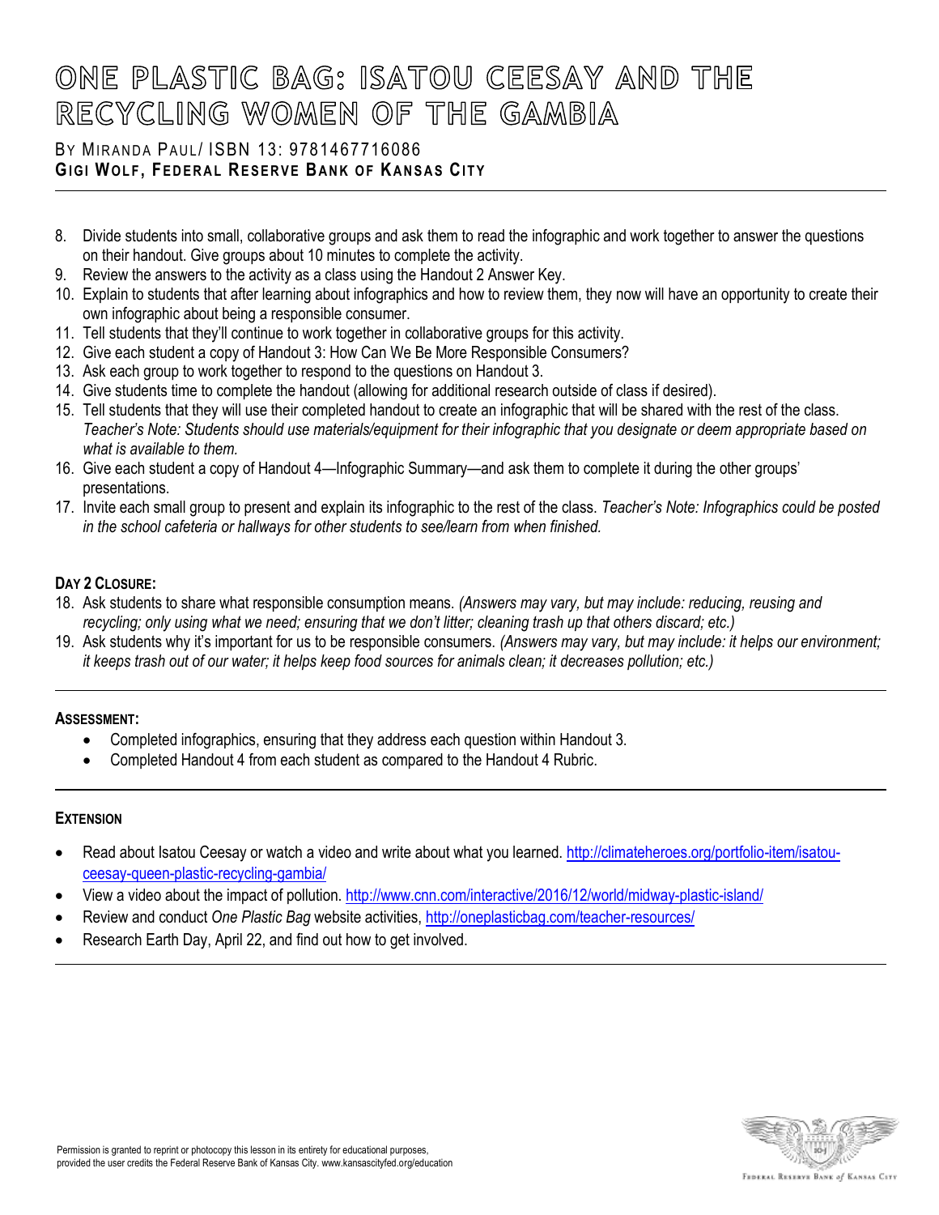8. Divide students into small, collaborative groups and ask them to read the infographic and work together to answer the questions on their handout. Give groups about 10 minutes to complete the activity.
9. Review the answers to the activity as a class using the Handout 2 Answer Key.
10. Explain to students that after learning about infographics and how to review them, they now will have an opportunity to create their own infographic about being a responsible consumer.
11. Tell students that they'll continue to work together in collaborative groups for this activity.
12. Give each student a copy of Handout 3: How Can We Be More Responsible Consumers?
13. Ask each group to work together to respond to the questions on Handout 3.
14. Give students time to complete the handout (allowing for additional research outside of class if desired).
15. Tell students that they will use their completed handout to create an infographic that will be shared with the rest of the class. *Teacher's Note: Students should use materials/equipment for their infographic that you designate or deem appropriate based on what is available to them.*
16. Give each student a copy of Handout 4—Infographic Summary—and ask them to complete it during the other groups' presentations.
17. Invite each small group to present and explain its infographic to the rest of the class. *Teacher's Note: Infographics could be posted in the school cafeteria or hallways for other students to see/learn from when finished.*

**DAY 2 CLOSURE:**

18. Ask students to share what responsible consumption means. *(Answers may vary, but may include: reducing, reusing and recycling; only using what we need; ensuring that we don't litter; cleaning trash up that others discard; etc.)*
19. Ask students why it's important for us to be responsible consumers. *(Answers may vary, but may include: it helps our environment; it keeps trash out of our water; it helps keep food sources for animals clean; it decreases pollution; etc.)*

**ASSESSMENT:**

- Completed infographics, ensuring that they address each question within Handout 3.
- Completed Handout 4 from each student as compared to the Handout 4 Rubric.

**EXTENSION**

- Read about Isatou Ceesay or watch a video and write about what you learned. http://climateheroes.org/portfolio-item/isatou-ceesay-queen-plastic-recycling-gambia/
- View a video about the impact of pollution. http://www.cnn.com/interactive/2016/12/world/midway-plastic-island/
- Review and conduct *One Plastic Bag* website activities, http://oneplasticbag.com/teacher-resources/
- Research Earth Day, April 22, and find out how to get involved.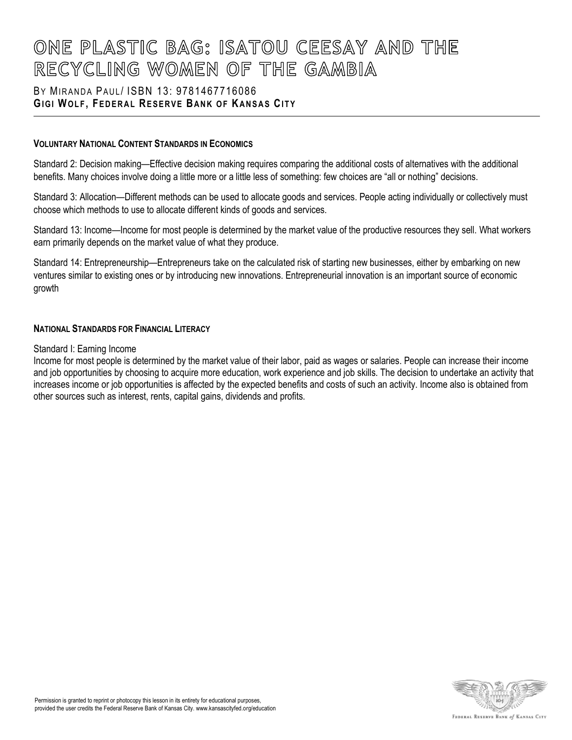# ONE PLASTIC BAG: ISATOU CEESAY AND THE RECYCLING WOMEN OF THE GAMBIA

BY MIRANDA PAUL/ ISBN 13: 9781467716086
**GIGI WOLF, FEDERAL RESERVE BANK OF KANSAS CITY**

---

**VOLUNTARY NATIONAL CONTENT STANDARDS IN ECONOMICS**

Standard 2: Decision making—Effective decision making requires comparing the additional costs of alternatives with the additional benefits. Many choices involve doing a little more or a little less of something: few choices are "all or nothing" decisions.

Standard 3: Allocation—Different methods can be used to allocate goods and services. People acting individually or collectively must choose which methods to use to allocate different kinds of goods and services.

Standard 13: Income—Income for most people is determined by the market value of the productive resources they sell. What workers earn primarily depends on the market value of what they produce.

Standard 14: Entrepreneurship—Entrepreneurs take on the calculated risk of starting new businesses, either by embarking on new ventures similar to existing ones or by introducing new innovations. Entrepreneurial innovation is an important source of economic growth

**NATIONAL STANDARDS FOR FINANCIAL LITERACY**

Standard I: Earning Income
Income for most people is determined by the market value of their labor, paid as wages or salaries. People can increase their income and job opportunities by choosing to acquire more education, work experience and job skills. The decision to undertake an activity that increases income or job opportunities is affected by the expected benefits and costs of such an activity. Income also is obtained from other sources such as interest, rents, capital gains, dividends and profits.

Permission is granted to reprint or photocopy this lesson in its entirety for educational purposes, provided the user credits the Federal Reserve Bank of Kansas City. www.kansascityfed.org/education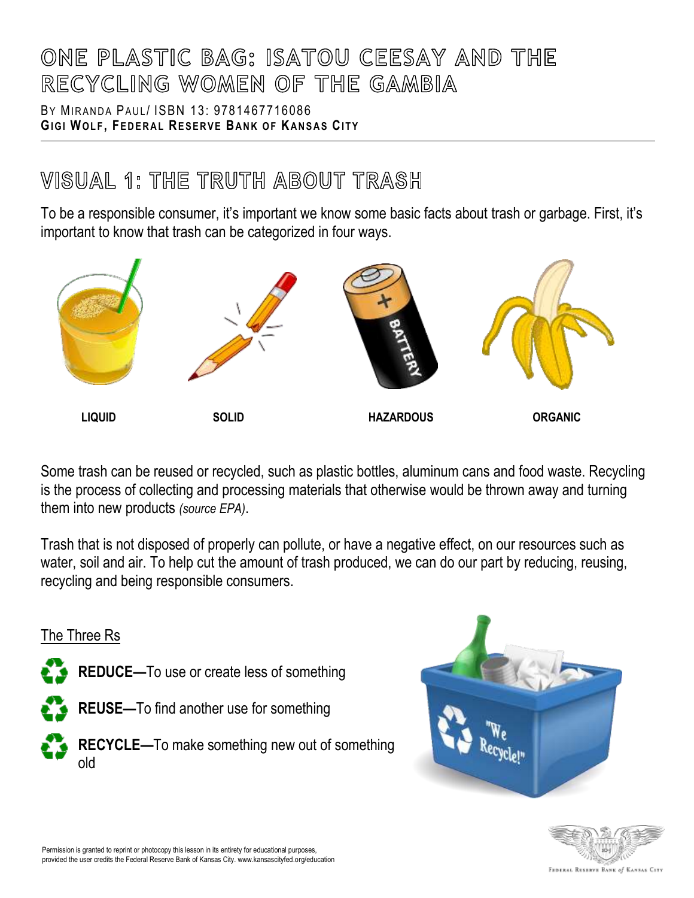# ONE PLASTIC BAG: ISATOU CEESAY AND THE RECYCLING WOMEN OF THE GAMBIA

BY MIRANDA PAUL/ ISBN 13: 9781467716086
**GIGI WOLF, FEDERAL RESERVE BANK OF KANSAS CITY**

## VISUAL 1: THE TRUTH ABOUT TRASH

To be a responsible consumer, it's important we know some basic facts about trash or garbage. First, it's important to know that trash can be categorized in four ways.

**LIQUID** **SOLID** **HAZARDOUS** **ORGANIC**

Some trash can be reused or recycled, such as plastic bottles, aluminum cans and food waste. Recycling is the process of collecting and processing materials that otherwise would be thrown away and turning them into new products *(source EPA)*.

Trash that is not disposed of properly can pollute, or have a negative effect, on our resources such as water, soil and air. To help cut the amount of trash produced, we can do our part by reducing, reusing, recycling and being responsible consumers.

The Three Rs

- **REDUCE—**To use or create less of something
- **REUSE—**To find another use for something
- **RECYCLE—**To make something new out of something old

"We Recycle!"

Permission is granted to reprint or photocopy this lesson in its entirety for educational purposes, provided the user credits the Federal Reserve Bank of Kansas City. www.kansascityfed.org/education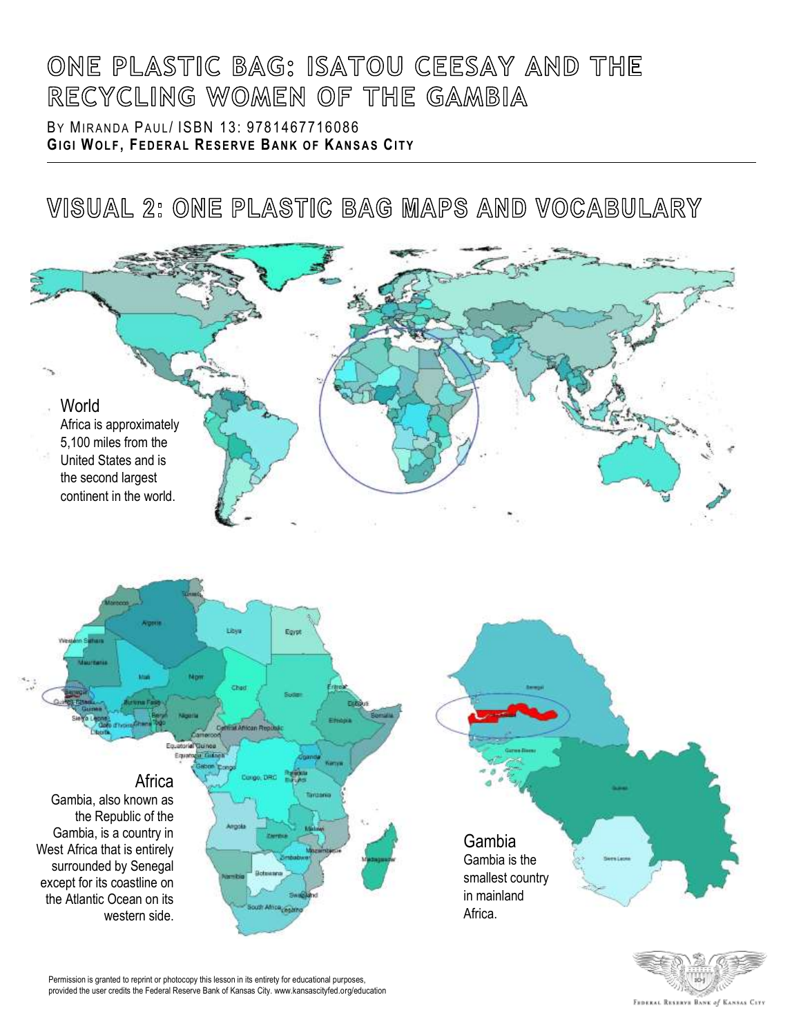# One Plastic Bag: Isatou Ceesay and the Recycling Women of the Gambia

By Miranda Paul/ ISBN 13: 9781467716086

**Gigi Wolf, Federal Reserve Bank of Kansas City**

## Visual 2: One Plastic Bag Maps and Vocabulary

World

Africa is approximately 5,100 miles from the United States and is the second largest continent in the world.

Africa

Gambia, also known as the Republic of the Gambia, is a country in West Africa that is entirely surrounded by Senegal except for its coastline on the Atlantic Ocean on its western side.

Gambia

Gambia is the smallest country in mainland Africa.

Permission is granted to reprint or photocopy this lesson in its entirety for educational purposes, provided the user credits the Federal Reserve Bank of Kansas City. www.kansascityfed.org/education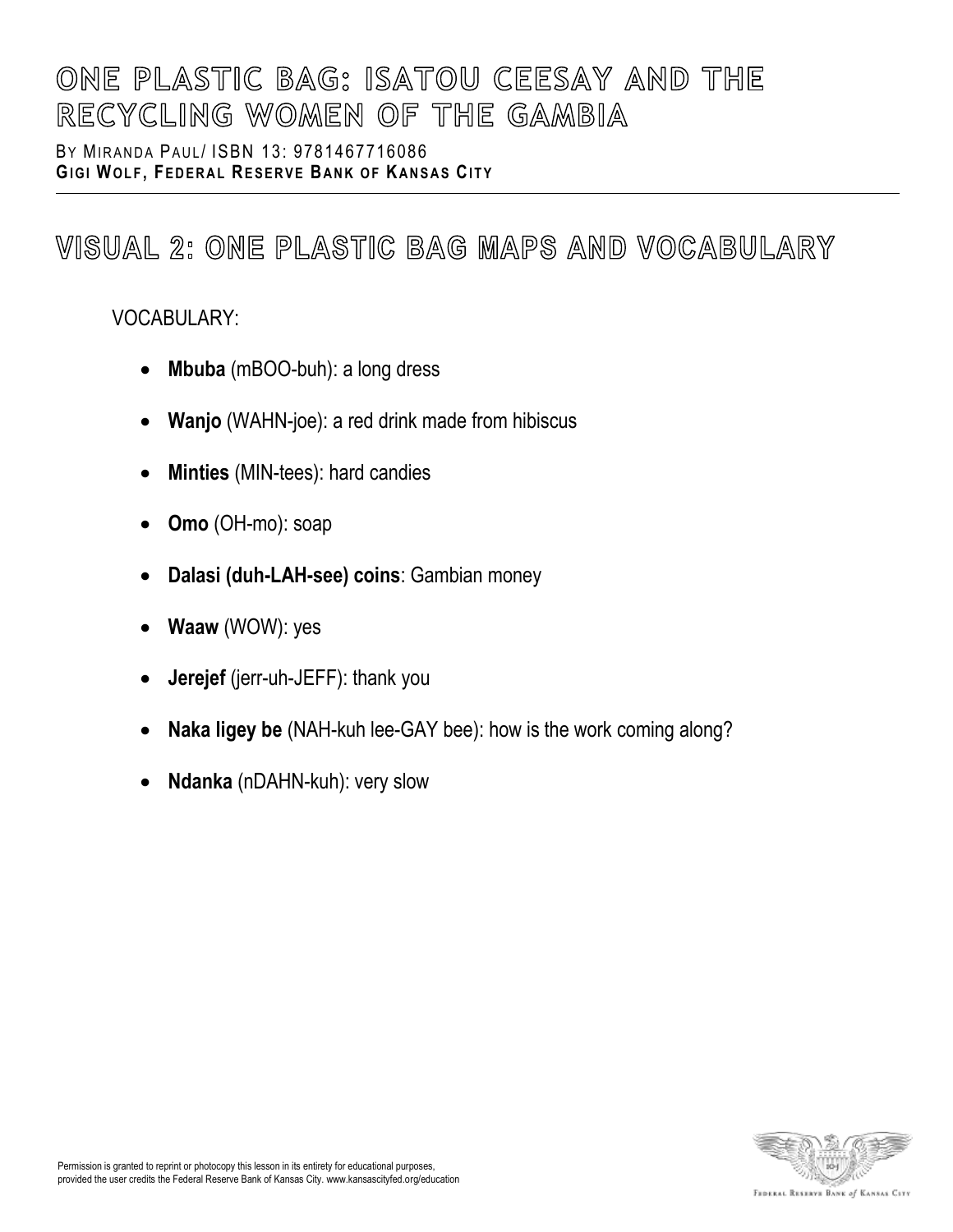# ONE PLASTIC BAG: ISATOU CEESAY AND THE RECYCLING WOMEN OF THE GAMBIA

BY MIRANDA PAUL/ ISBN 13: 9781467716086
**GIGI WOLF, FEDERAL RESERVE BANK OF KANSAS CITY**

## VISUAL 2: ONE PLASTIC BAG MAPS AND VOCABULARY

VOCABULARY:

- **Mbuba** (mBOO-buh): a long dress
- **Wanjo** (WAHN-joe): a red drink made from hibiscus
- **Minties** (MIN-tees): hard candies
- **Omo** (OH-mo): soap
- **Dalasi (duh-LAH-see) coins**: Gambian money
- **Waaw** (WOW): yes
- **Jerejef** (jerr-uh-JEFF): thank you
- **Naka ligey be** (NAH-kuh lee-GAY bee): how is the work coming along?
- **Ndanka** (nDAHN-kuh): very slow

Permission is granted to reprint or photocopy this lesson in its entirety for educational purposes, provided the user credits the Federal Reserve Bank of Kansas City. www.kansascityfed.org/education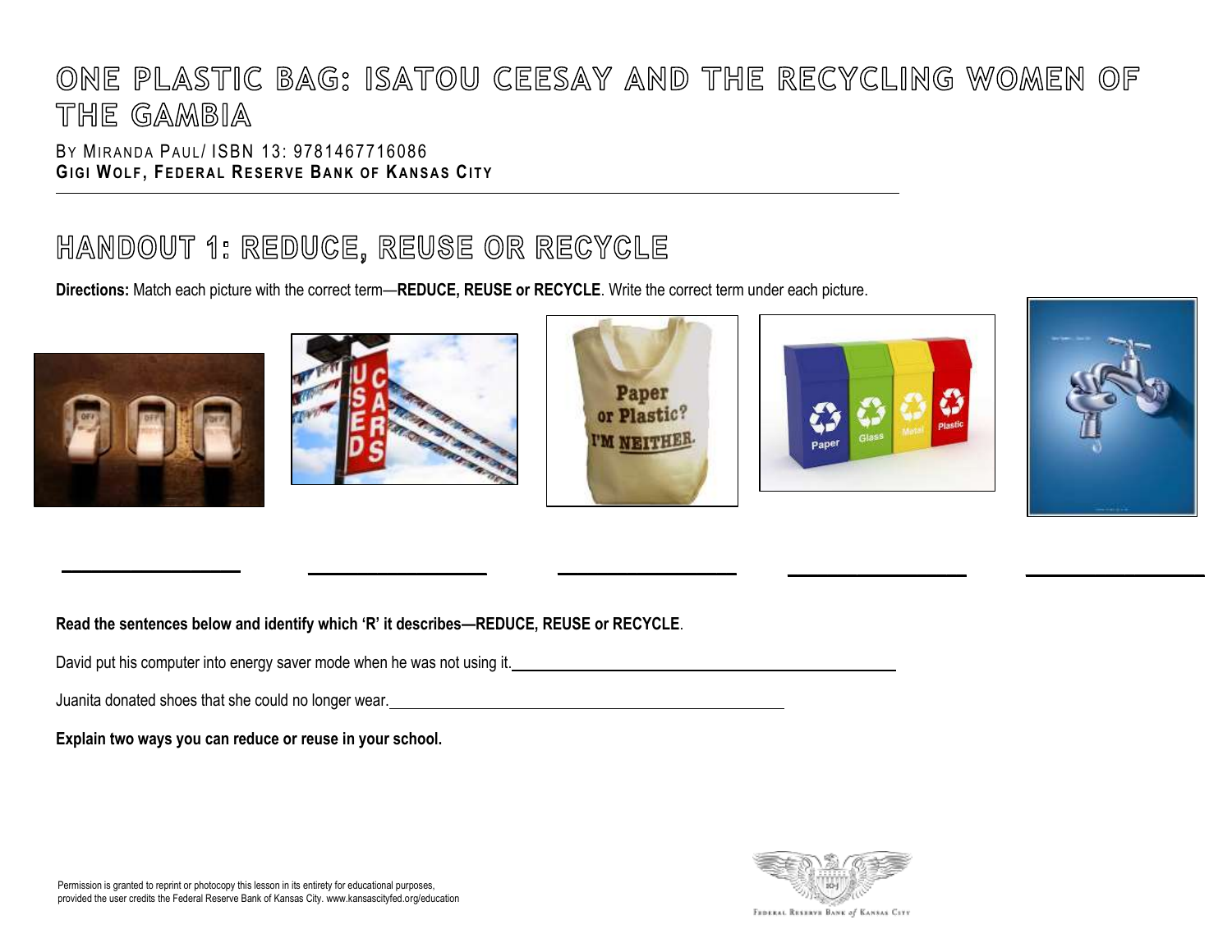# ONE PLASTIC BAG: ISATOU CEESAY AND THE RECYCLING WOMEN OF THE GAMBIA

BY MIRANDA PAUL/ ISBN 13: 9781467716086
**GIGI WOLF, FEDERAL RESERVE BANK OF KANSAS CITY**

---

## HANDOUT 1: REDUCE, REUSE OR RECYCLE

**Directions:** Match each picture with the correct term—**REDUCE, REUSE or RECYCLE**. Write the correct term under each picture.

________________ ________________ ________________ ________________ ________________

**Read the sentences below and identify which 'R' it describes—REDUCE, REUSE or RECYCLE**.

David put his computer into energy saver mode when he was not using it.________________________________________

Juanita donated shoes that she could no longer wear.________________________________________

**Explain two ways you can reduce or reuse in your school.**

Permission is granted to reprint or photocopy this lesson in its entirety for educational purposes, provided the user credits the Federal Reserve Bank of Kansas City. www.kansascityfed.org/education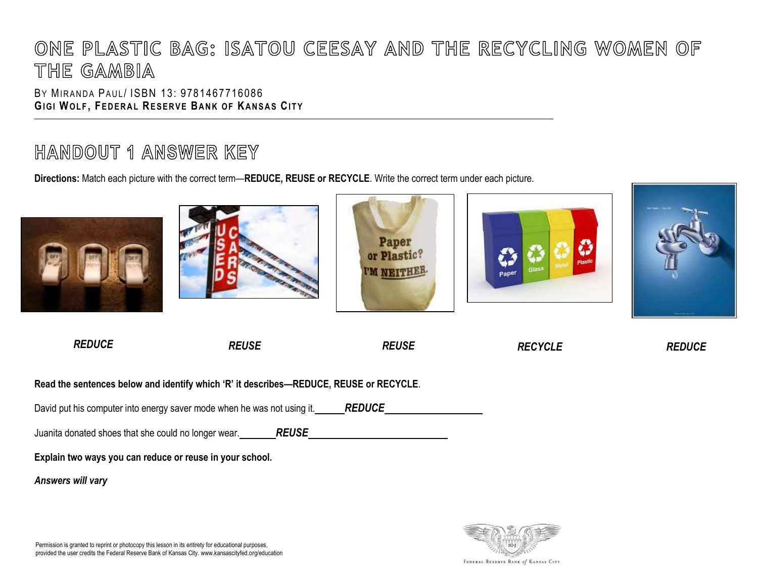# ONE PLASTIC BAG: ISATOU CEESAY AND THE RECYCLING WOMEN OF THE GAMBIA

BY MIRANDA PAUL/ ISBN 13: 9781467716086
**GIGI WOLF, FEDERAL RESERVE BANK OF KANSAS CITY**

## HANDOUT 1 ANSWER KEY

**Directions:** Match each picture with the correct term—**REDUCE, REUSE or RECYCLE**. Write the correct term under each picture.

***REDUCE*** ***REUSE*** ***REUSE*** ***RECYCLE*** ***REDUCE***

**Read the sentences below and identify which 'R' it describes—REDUCE, REUSE or RECYCLE**.

David put his computer into energy saver mode when he was not using it. ***REDUCE***

Juanita donated shoes that she could no longer wear. ***REUSE***

**Explain two ways you can reduce or reuse in your school.**

***Answers will vary***

Permission is granted to reprint or photocopy this lesson in its entirety for educational purposes, provided the user credits the Federal Reserve Bank of Kansas City. www.kansascityfed.org/education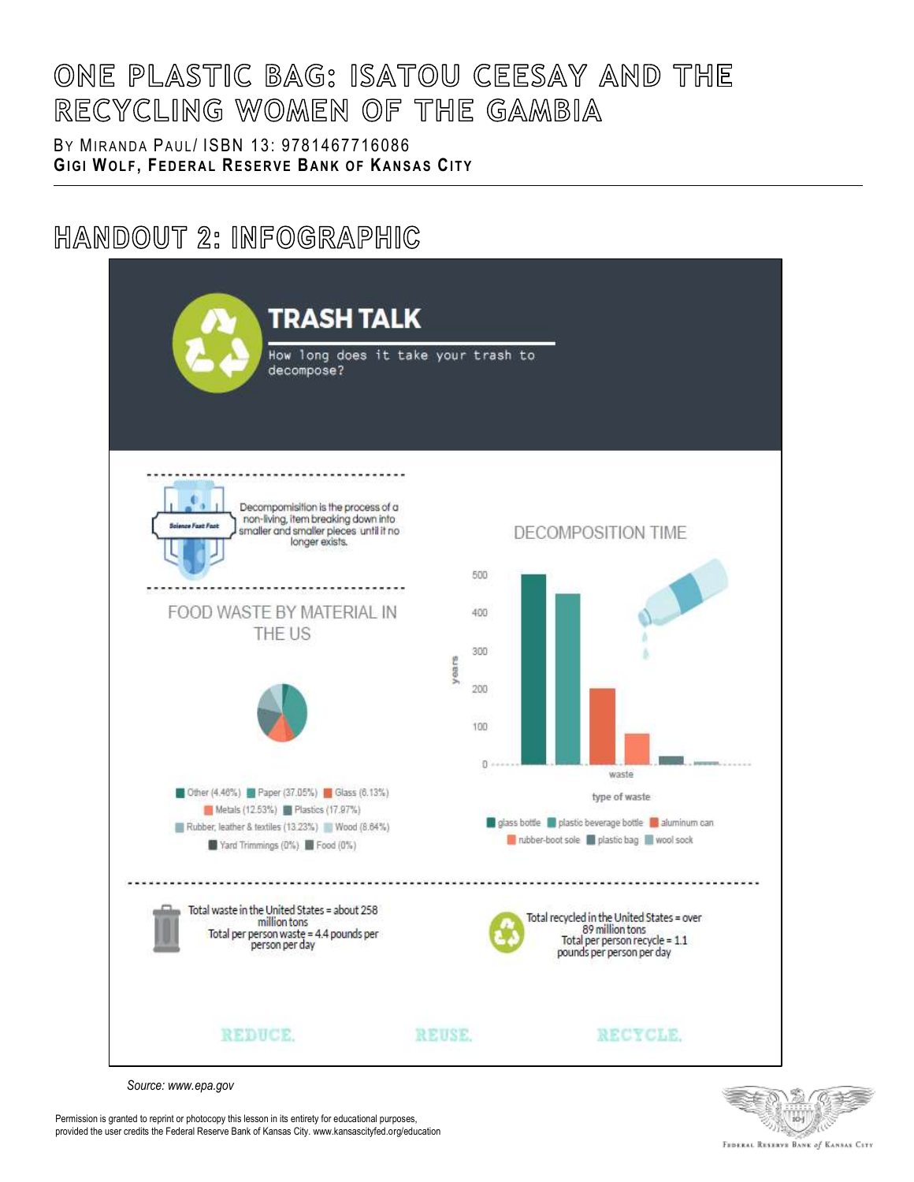# ONE PLASTIC BAG: ISATOU CEESAY AND THE RECYCLING WOMEN OF THE GAMBIA

BY MIRANDA PAUL/ ISBN 13: 9781467716086
**GIGI WOLF, FEDERAL RESERVE BANK OF KANSAS CITY**

## HANDOUT 2: INFOGRAPHIC

### TRASH TALK

How long does it take your trash to decompose?

Science Fast Fact

Decompomisition is the process of a non-living, item breaking down into smaller and smaller pieces until it no longer exists.

#### FOOD WASTE BY MATERIAL IN THE US

Other (4.46%) Paper (37.05%) Glass (6.13%) Metals (12.53%) Plastics (17.97%) Rubber, leather & textiles (13.23%) Wood (8.64%) Yard Trimmings (0%) Food (0%)

#### DECOMPOSITION TIME

years: 0, 100, 200, 300, 400, 500

waste

type of waste

glass bottle, plastic beverage bottle, aluminum can, rubber-boot sole, plastic bag, wool sock

Total waste in the United States = about 258 million tons
Total per person waste = 4.4 pounds per person per day

Total recycled in the United States = over 89 million tons
Total per person recycle = 1.1 pounds per person per day

REDUCE. REUSE. RECYCLE.

*Source: www.epa.gov*

Permission is granted to reprint or photocopy this lesson in its entirety for educational purposes, provided the user credits the Federal Reserve Bank of Kansas City. www.kansascityfed.org/education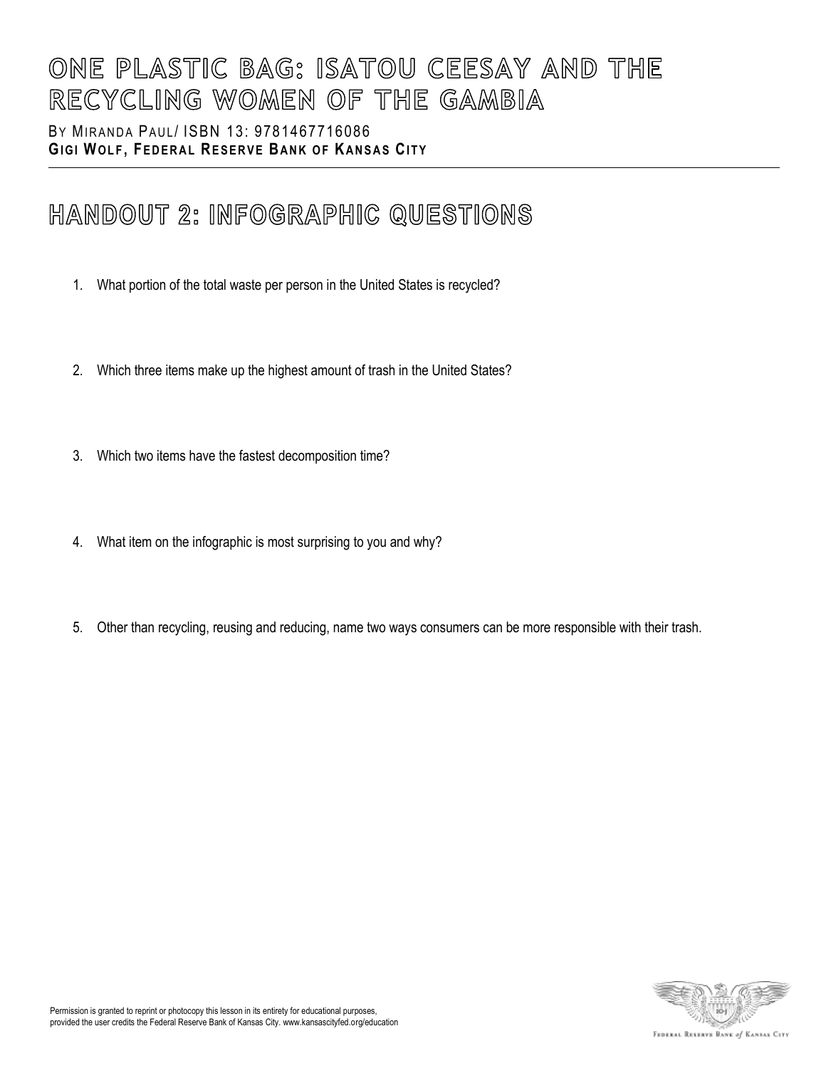# ONE PLASTIC BAG: ISATOU CEESAY AND THE RECYCLING WOMEN OF THE GAMBIA

BY MIRANDA PAUL/ ISBN 13: 9781467716086
**GIGI WOLF, FEDERAL RESERVE BANK OF KANSAS CITY**

---

## HANDOUT 2: INFOGRAPHIC QUESTIONS

1. What portion of the total waste per person in the United States is recycled?

2. Which three items make up the highest amount of trash in the United States?

3. Which two items have the fastest decomposition time?

4. What item on the infographic is most surprising to you and why?

5. Other than recycling, reusing and reducing, name two ways consumers can be more responsible with their trash.

Permission is granted to reprint or photocopy this lesson in its entirety for educational purposes, provided the user credits the Federal Reserve Bank of Kansas City. www.kansascityfed.org/education

FEDERAL RESERVE BANK of KANSAS CITY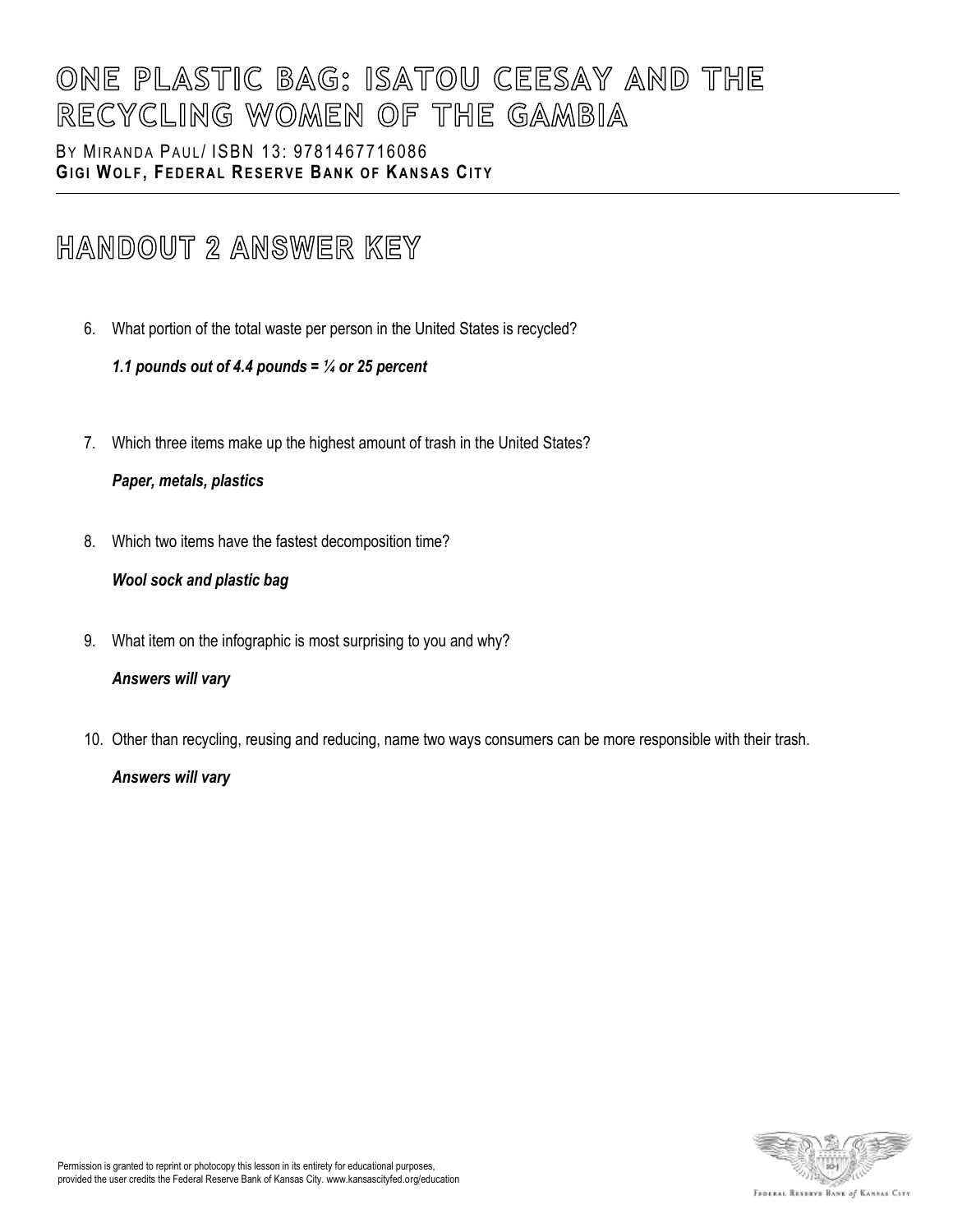# ONE PLASTIC BAG: ISATOU CEESAY AND THE RECYCLING WOMEN OF THE GAMBIA

BY MIRANDA PAUL/ ISBN 13: 9781467716086
**GIGI WOLF, FEDERAL RESERVE BANK OF KANSAS CITY**

## HANDOUT 2 ANSWER KEY

6. What portion of the total waste per person in the United States is recycled?

   ***1.1 pounds out of 4.4 pounds = ¼ or 25 percent***

7. Which three items make up the highest amount of trash in the United States?

   ***Paper, metals, plastics***

8. Which two items have the fastest decomposition time?

   ***Wool sock and plastic bag***

9. What item on the infographic is most surprising to you and why?

   ***Answers will vary***

10. Other than recycling, reusing and reducing, name two ways consumers can be more responsible with their trash.

    ***Answers will vary***

Permission is granted to reprint or photocopy this lesson in its entirety for educational purposes, provided the user credits the Federal Reserve Bank of Kansas City. www.kansascityfed.org/education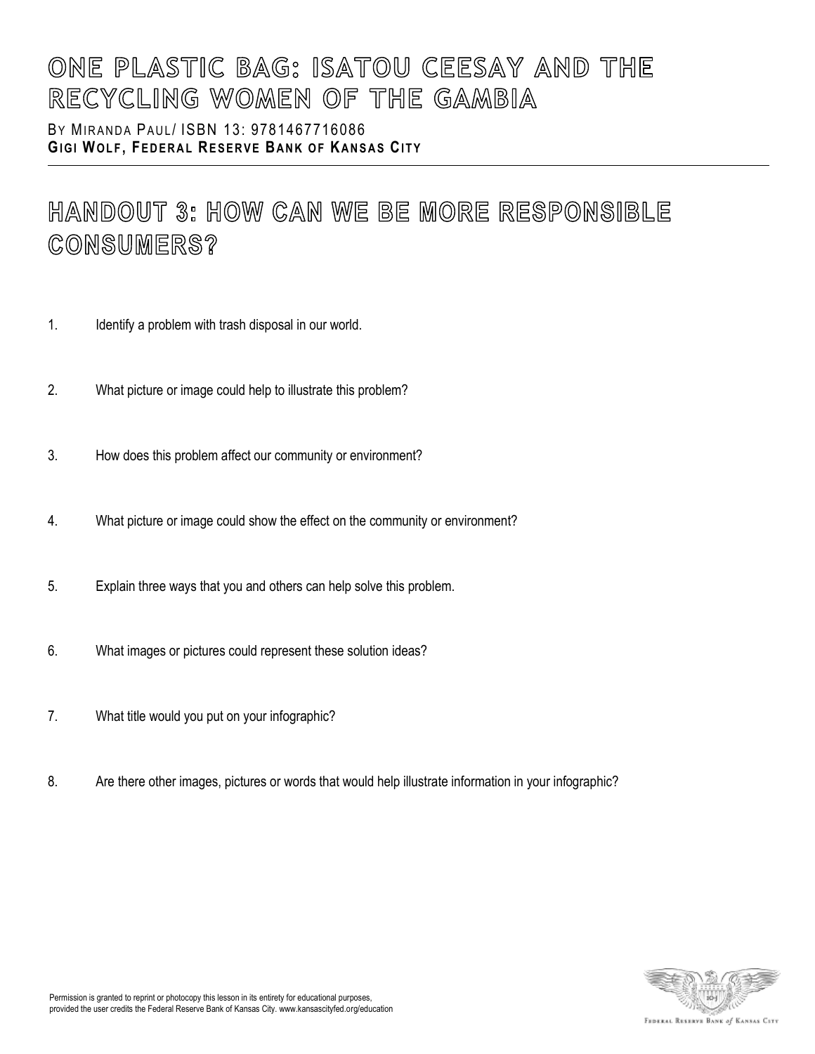# ONE PLASTIC BAG: ISATOU CEESAY AND THE RECYCLING WOMEN OF THE GAMBIA

BY MIRANDA PAUL/ ISBN 13: 9781467716086
**GIGI WOLF, FEDERAL RESERVE BANK OF KANSAS CITY**

---

## HANDOUT 3: HOW CAN WE BE MORE RESPONSIBLE CONSUMERS?

1. Identify a problem with trash disposal in our world.

2. What picture or image could help to illustrate this problem?

3. How does this problem affect our community or environment?

4. What picture or image could show the effect on the community or environment?

5. Explain three ways that you and others can help solve this problem.

6. What images or pictures could represent these solution ideas?

7. What title would you put on your infographic?

8. Are there other images, pictures or words that would help illustrate information in your infographic?

Permission is granted to reprint or photocopy this lesson in its entirety for educational purposes, provided the user credits the Federal Reserve Bank of Kansas City. www.kansascityfed.org/education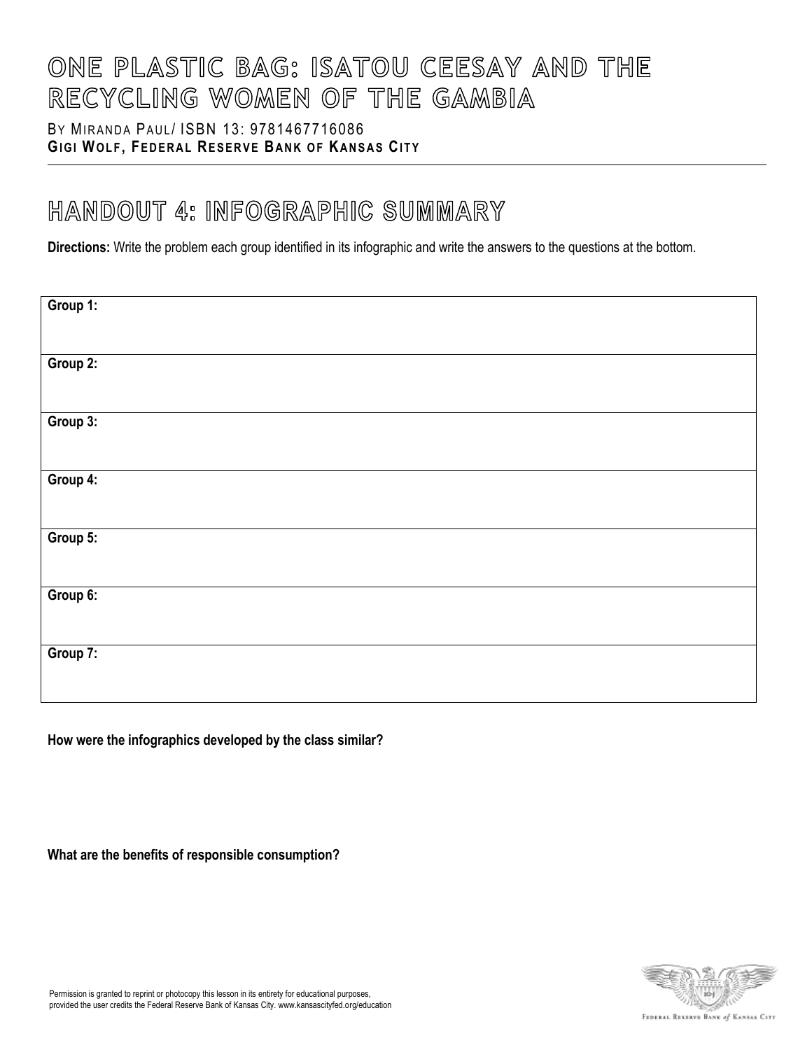# ONE PLASTIC BAG: ISATOU CEESAY AND THE RECYCLING WOMEN OF THE GAMBIA

BY MIRANDA PAUL/ ISBN 13: 9781467716086
**GIGI WOLF, FEDERAL RESERVE BANK OF KANSAS CITY**

## HANDOUT 4: INFOGRAPHIC SUMMARY

**Directions:** Write the problem each group identified in its infographic and write the answers to the questions at the bottom.

| |
|---|
| **Group 1:** |
| **Group 2:** |
| **Group 3:** |
| **Group 4:** |
| **Group 5:** |
| **Group 6:** |
| **Group 7:** |

**How were the infographics developed by the class similar?**

**What are the benefits of responsible consumption?**

Permission is granted to reprint or photocopy this lesson in its entirety for educational purposes, provided the user credits the Federal Reserve Bank of Kansas City. www.kansascityfed.org/education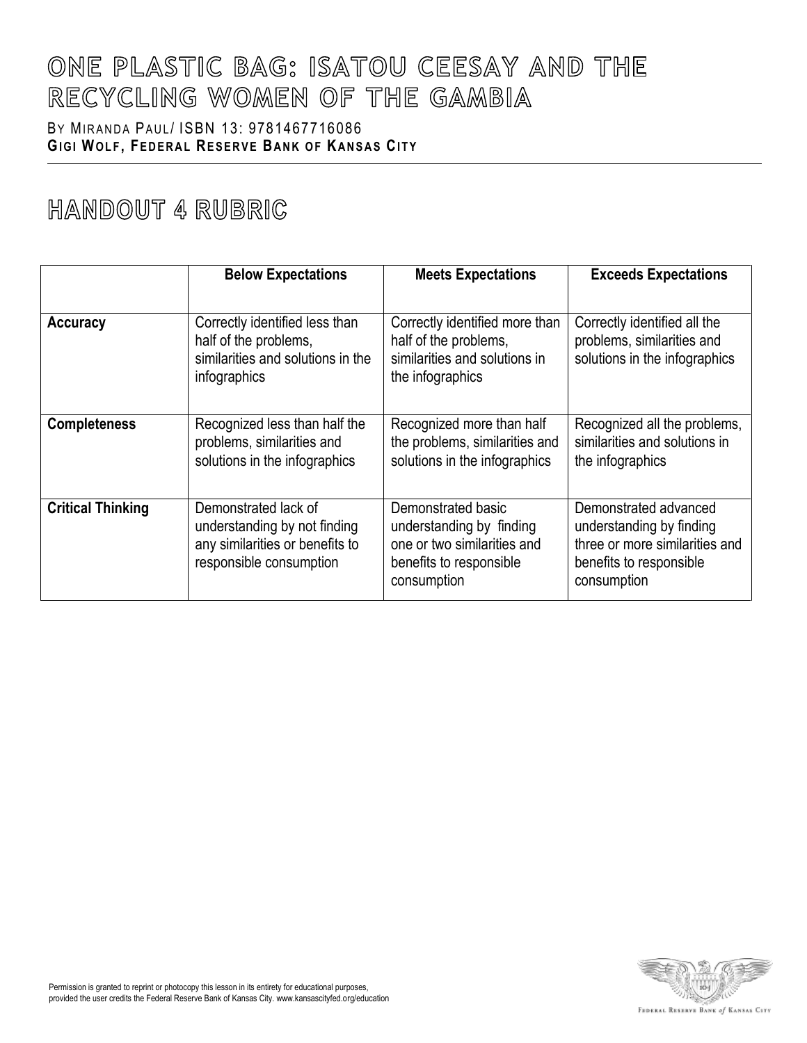# ONE PLASTIC BAG: ISATOU CEESAY AND THE RECYCLING WOMEN OF THE GAMBIA

BY MIRANDA PAUL/ ISBN 13: 9781467716086
**GIGI WOLF, FEDERAL RESERVE BANK OF KANSAS CITY**

## HANDOUT 4 RUBRIC

| | Below Expectations | Meets Expectations | Exceeds Expectations |
|---|---|---|---|
| **Accuracy** | Correctly identified less than half of the problems, similarities and solutions in the infographics | Correctly identified more than half of the problems, similarities and solutions in the infographics | Correctly identified all the problems, similarities and solutions in the infographics |
| **Completeness** | Recognized less than half the problems, similarities and solutions in the infographics | Recognized more than half the problems, similarities and solutions in the infographics | Recognized all the problems, similarities and solutions in the infographics |
| **Critical Thinking** | Demonstrated lack of understanding by not finding any similarities or benefits to responsible consumption | Demonstrated basic understanding by finding one or two similarities and benefits to responsible consumption | Demonstrated advanced understanding by finding three or more similarities and benefits to responsible consumption |

Permission is granted to reprint or photocopy this lesson in its entirety for educational purposes, provided the user credits the Federal Reserve Bank of Kansas City. www.kansascityfed.org/education

FEDERAL RESERVE BANK of KANSAS CITY